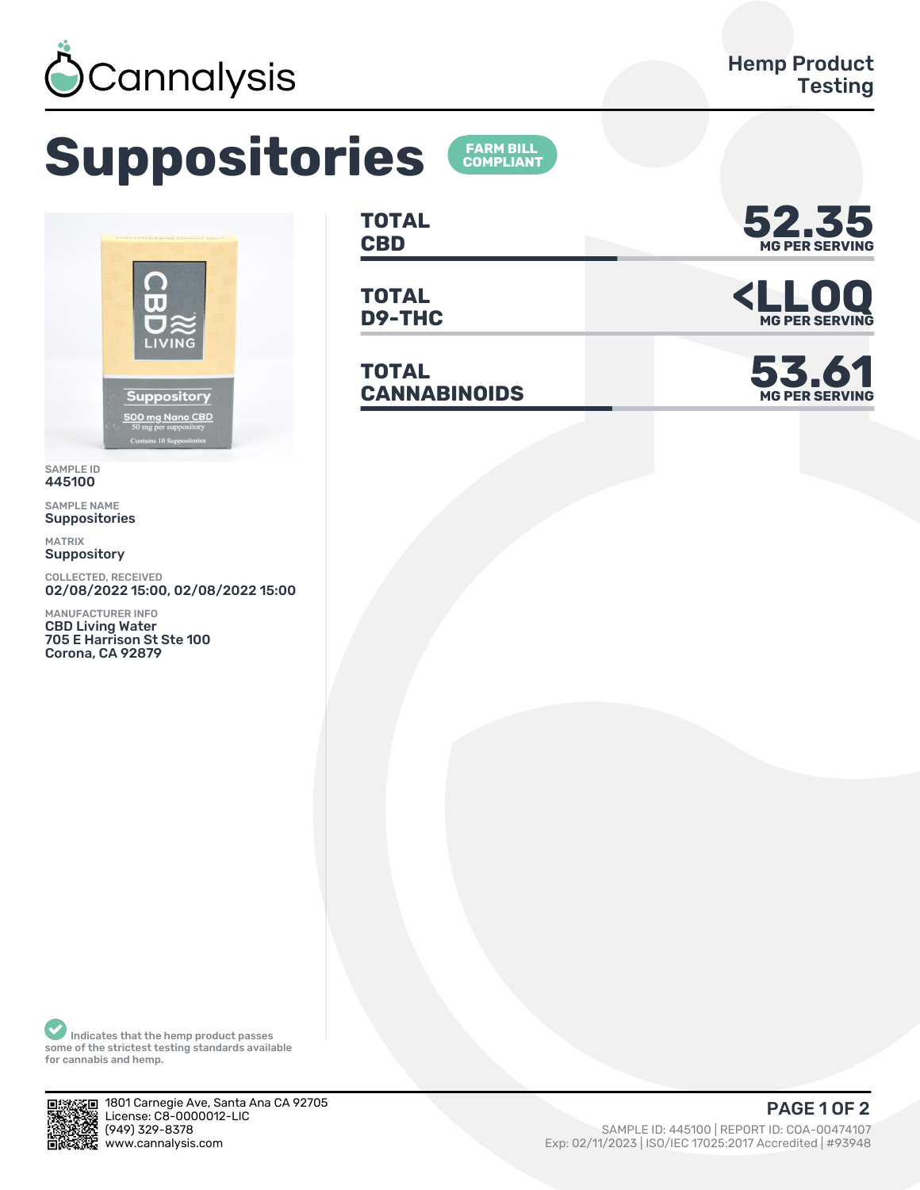Cannalysis

Hemp Product Testing

# Suppositories

FARM BILL COMPLIANT

| | |
|---|---|
| **TOTAL CBD** | **52.35** MG PER SERVING |
| **TOTAL D9-THC** | **<LLOQ** MG PER SERVING |
| **TOTAL CANNABINOIDS** | **53.61** MG PER SERVING |

SAMPLE ID
445100

SAMPLE NAME
Suppositories

MATRIX
Suppository

COLLECTED, RECEIVED
02/08/2022 15:00, 02/08/2022 15:00

MANUFACTURER INFO
CBD Living Water
705 E Harrison St Ste 100
Corona, CA 92879

Indicates that the hemp product passes some of the strictest testing standards available for cannabis and hemp.

1801 Carnegie Ave, Santa Ana CA 92705
License: C8-0000012-LIC
(949) 329-8378
www.cannalysis.com

SAMPLE ID: 445100 | REPORT ID: COA-00474107
Exp: 02/11/2023 | ISO/IEC 17025:2017 Accredited | #93948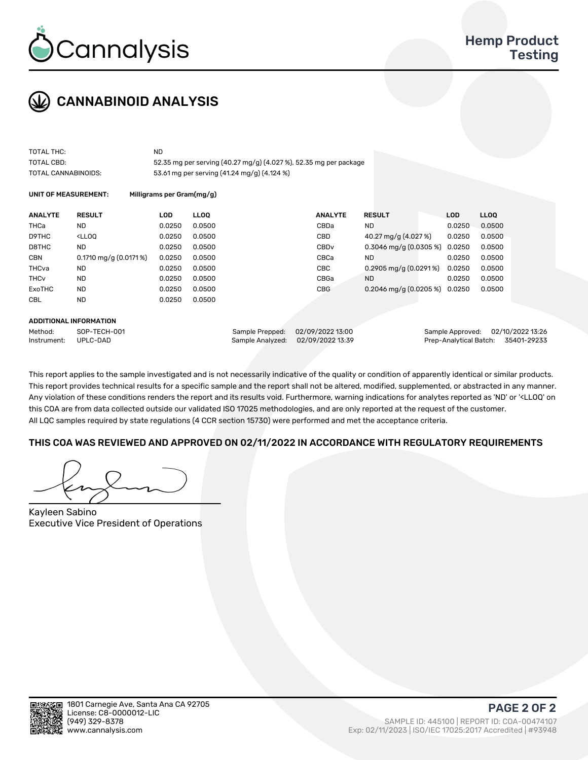Cannalysis

Hemp Product Testing

# CANNABINOID ANALYSIS

| | |
|---|---|
| TOTAL THC: | ND |
| TOTAL CBD: | 52.35 mg per serving (40.27 mg/g) (4.027 %), 52.35 mg per package |
| TOTAL CANNABINOIDS: | 53.61 mg per serving (41.24 mg/g) (4.124 %) |

**UNIT OF MEASUREMENT:** Milligrams per Gram(mg/g)

| ANALYTE | RESULT | LOD | LLOQ | ANALYTE | RESULT | LOD | LLOQ |
|---|---|---|---|---|---|---|---|
| THCa | ND | 0.0250 | 0.0500 | CBDa | ND | 0.0250 | 0.0500 |
| D9THC | <LLOQ | 0.0250 | 0.0500 | CBD | 40.27 mg/g (4.027 %) | 0.0250 | 0.0500 |
| D8THC | ND | 0.0250 | 0.0500 | CBDv | 0.3046 mg/g (0.0305 %) | 0.0250 | 0.0500 |
| CBN | 0.1710 mg/g (0.0171 %) | 0.0250 | 0.0500 | CBCa | ND | 0.0250 | 0.0500 |
| THCva | ND | 0.0250 | 0.0500 | CBC | 0.2905 mg/g (0.0291 %) | 0.0250 | 0.0500 |
| THCv | ND | 0.0250 | 0.0500 | CBGa | ND | 0.0250 | 0.0500 |
| ExoTHC | ND | 0.0250 | 0.0500 | CBG | 0.2046 mg/g (0.0205 %) | 0.0250 | 0.0500 |
| CBL | ND | 0.0250 | 0.0500 | | | | |

**ADDITIONAL INFORMATION**

| | | | | | |
|---|---|---|---|---|---|
| Method: | SOP-TECH-001 | Sample Prepped: | 02/09/2022 13:00 | Sample Approved: | 02/10/2022 13:26 |
| Instrument: | UPLC-DAD | Sample Analyzed: | 02/09/2022 13:39 | Prep-Analytical Batch: | 35401-29233 |

This report applies to the sample investigated and is not necessarily indicative of the quality or condition of apparently identical or similar products. This report provides technical results for a specific sample and the report shall not be altered, modified, supplemented, or abstracted in any manner. Any violation of these conditions renders the report and its results void. Furthermore, warning indications for analytes reported as 'ND' or '<LLOQ' on this COA are from data collected outside our validated ISO 17025 methodologies, and are only reported at the request of the customer. All LQC samples required by state regulations (4 CCR section 15730) were performed and met the acceptance criteria.

**THIS COA WAS REVIEWED AND APPROVED ON 02/11/2022 IN ACCORDANCE WITH REGULATORY REQUIREMENTS**

Kayleen Sabino
Executive Vice President of Operations

1801 Carnegie Ave, Santa Ana CA 92705
License: C8-0000012-LIC
(949) 329-8378
www.cannalysis.com

SAMPLE ID: 445100 | REPORT ID: COA-00474107
Exp: 02/11/2023 | ISO/IEC 17025:2017 Accredited | #93948